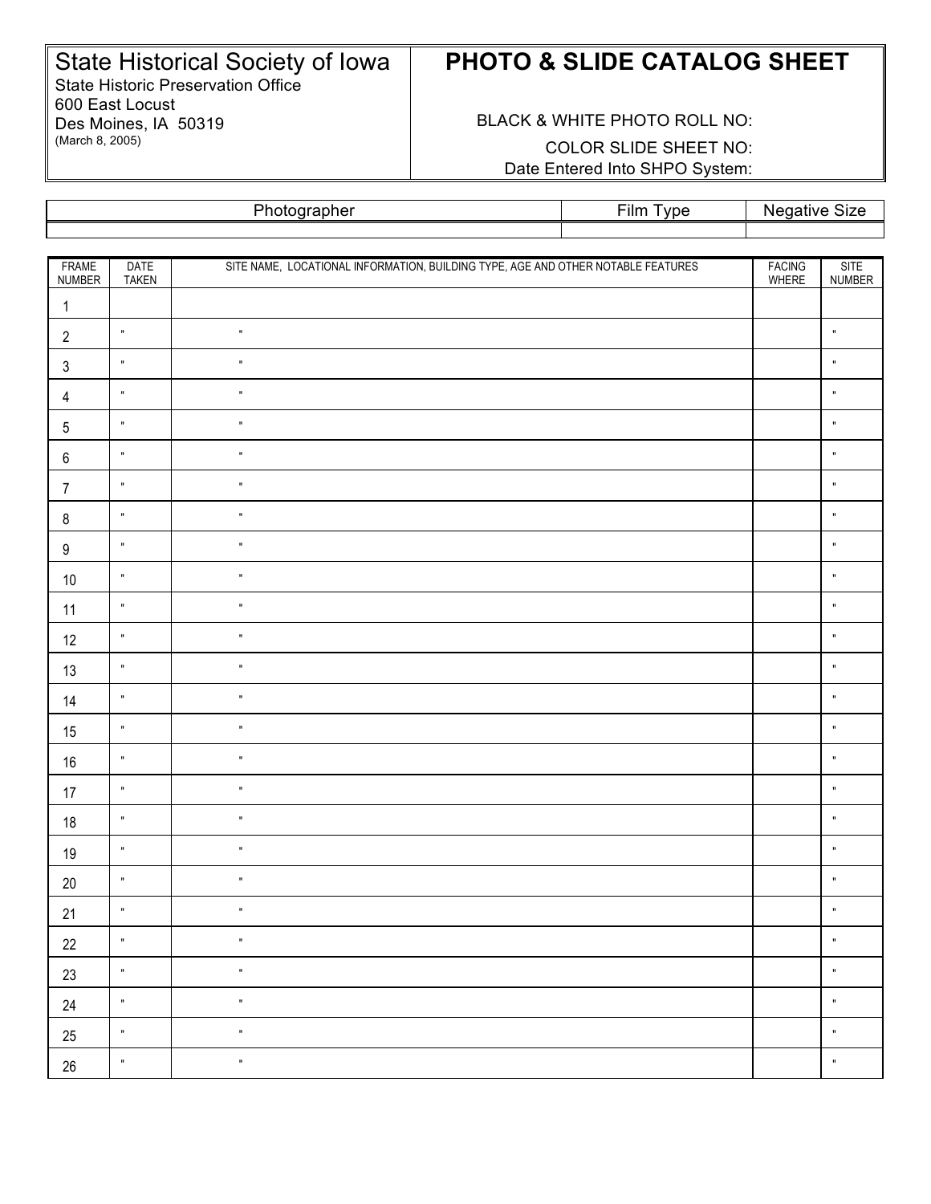State Historical Society of Iowa
State Historic Preservation Office
600 East Locust
Des Moines, IA 50319
(March 8, 2005)

# PHOTO & SLIDE CATALOG SHEET

BLACK & WHITE PHOTO ROLL NO:

COLOR SLIDE SHEET NO:

Date Entered Into SHPO System:

| Photographer | Film Type | Negative Size |
|---|---|---|
| | | |

| FRAME NUMBER | DATE TAKEN | SITE NAME, LOCATIONAL INFORMATION, BUILDING TYPE, AGE AND OTHER NOTABLE FEATURES | FACING WHERE | SITE NUMBER |
|---|---|---|---|---|
| 1 | | | | |
| 2 | " | " | | " |
| 3 | " | " | | " |
| 4 | " | " | | " |
| 5 | " | " | | " |
| 6 | " | " | | " |
| 7 | " | " | | " |
| 8 | " | " | | " |
| 9 | " | " | | " |
| 10 | " | " | | " |
| 11 | " | " | | " |
| 12 | " | " | | " |
| 13 | " | " | | " |
| 14 | " | " | | " |
| 15 | " | " | | " |
| 16 | " | " | | " |
| 17 | " | " | | " |
| 18 | " | " | | " |
| 19 | " | " | | " |
| 20 | " | " | | " |
| 21 | " | " | | " |
| 22 | " | " | | " |
| 23 | " | " | | " |
| 24 | " | " | | " |
| 25 | " | " | | " |
| 26 | " | " | | " |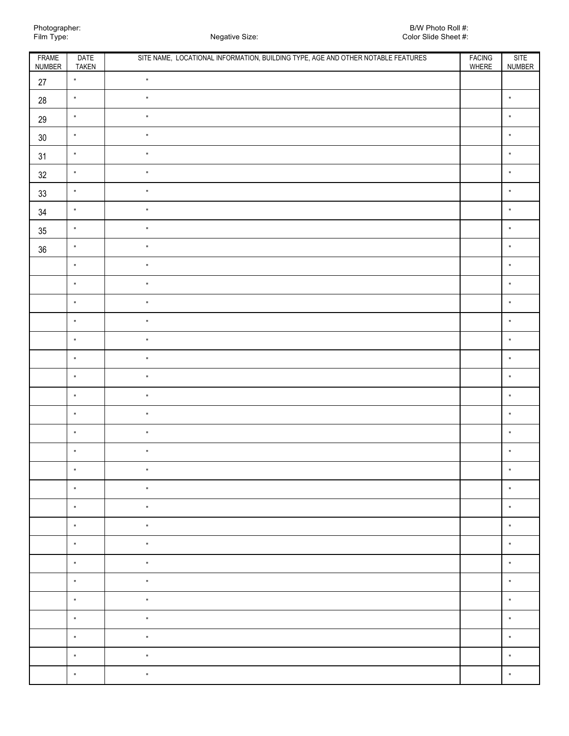Photographer:
Film Type:

Negative Size:

B/W Photo Roll #:
Color Slide Sheet #:

| FRAME NUMBER | DATE TAKEN | SITE NAME, LOCATIONAL INFORMATION, BUILDING TYPE, AGE AND OTHER NOTABLE FEATURES | FACING WHERE | SITE NUMBER |
|---|---|---|---|---|
| 27 | " | " | | |
| 28 | " | " | | " |
| 29 | " | " | | " |
| 30 | " | " | | " |
| 31 | " | " | | " |
| 32 | " | " | | " |
| 33 | " | " | | " |
| 34 | " | " | | " |
| 35 | " | " | | " |
| 36 | " | " | | " |
| | " | " | | " |
| | " | " | | " |
| | " | " | | " |
| | " | " | | " |
| | " | " | | " |
| | " | " | | " |
| | " | " | | " |
| | " | " | | " |
| | " | " | | " |
| | " | " | | " |
| | " | " | | " |
| | " | " | | " |
| | " | " | | " |
| | " | " | | " |
| | " | " | | " |
| | " | " | | " |
| | " | " | | " |
| | " | " | | " |
| | " | " | | " |
| | " | " | | " |
| | " | " | | " |
| | " | " | | " |
| | " | " | | " |
| | " | " | | " |